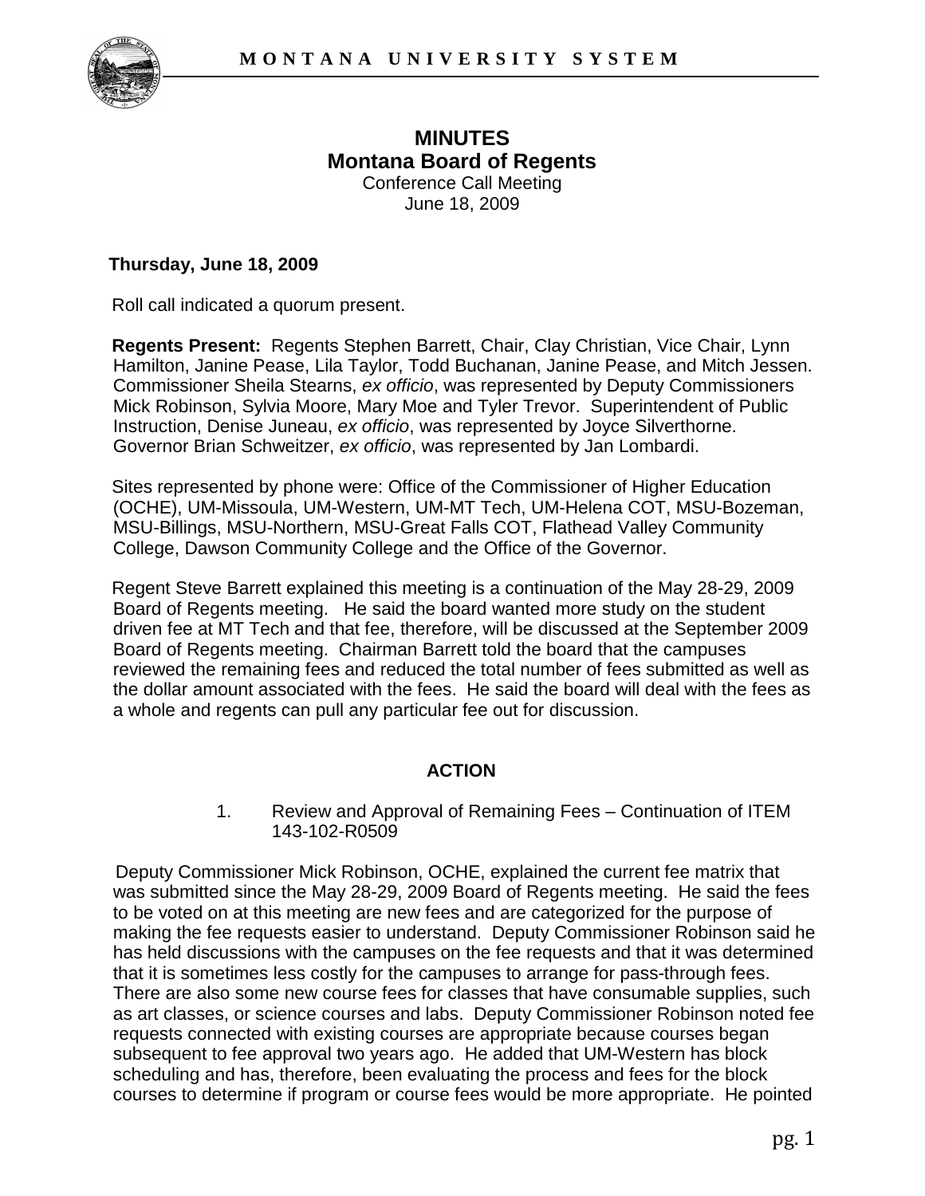# MINUTES
## Montana Board of Regents

Conference Call Meeting
June 18, 2009

**Thursday, June 18, 2009**

Roll call indicated a quorum present.

**Regents Present:** Regents Stephen Barrett, Chair, Clay Christian, Vice Chair, Lynn Hamilton, Janine Pease, Lila Taylor, Todd Buchanan, Janine Pease, and Mitch Jessen. Commissioner Sheila Stearns, *ex officio*, was represented by Deputy Commissioners Mick Robinson, Sylvia Moore, Mary Moe and Tyler Trevor. Superintendent of Public Instruction, Denise Juneau, *ex officio*, was represented by Joyce Silverthorne. Governor Brian Schweitzer, *ex officio*, was represented by Jan Lombardi.

Sites represented by phone were: Office of the Commissioner of Higher Education (OCHE), UM-Missoula, UM-Western, UM-MT Tech, UM-Helena COT, MSU-Bozeman, MSU-Billings, MSU-Northern, MSU-Great Falls COT, Flathead Valley Community College, Dawson Community College and the Office of the Governor.

Regent Steve Barrett explained this meeting is a continuation of the May 28-29, 2009 Board of Regents meeting. He said the board wanted more study on the student driven fee at MT Tech and that fee, therefore, will be discussed at the September 2009 Board of Regents meeting. Chairman Barrett told the board that the campuses reviewed the remaining fees and reduced the total number of fees submitted as well as the dollar amount associated with the fees. He said the board will deal with the fees as a whole and regents can pull any particular fee out for discussion.

### ACTION

1. Review and Approval of Remaining Fees – Continuation of ITEM 143-102-R0509

Deputy Commissioner Mick Robinson, OCHE, explained the current fee matrix that was submitted since the May 28-29, 2009 Board of Regents meeting. He said the fees to be voted on at this meeting are new fees and are categorized for the purpose of making the fee requests easier to understand. Deputy Commissioner Robinson said he has held discussions with the campuses on the fee requests and that it was determined that it is sometimes less costly for the campuses to arrange for pass-through fees. There are also some new course fees for classes that have consumable supplies, such as art classes, or science courses and labs. Deputy Commissioner Robinson noted fee requests connected with existing courses are appropriate because courses began subsequent to fee approval two years ago. He added that UM-Western has block scheduling and has, therefore, been evaluating the process and fees for the block courses to determine if program or course fees would be more appropriate. He pointed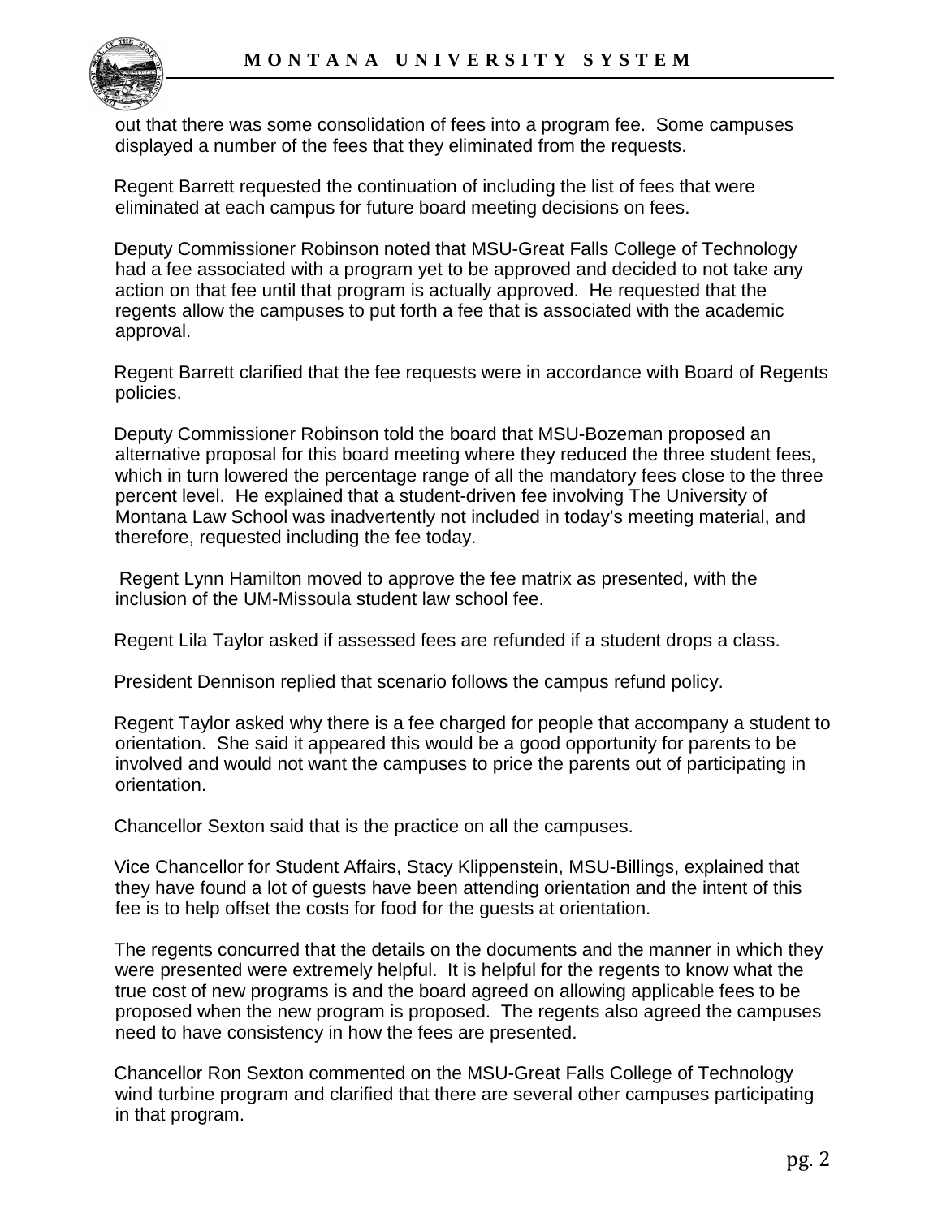out that there was some consolidation of fees into a program fee. Some campuses displayed a number of the fees that they eliminated from the requests.

Regent Barrett requested the continuation of including the list of fees that were eliminated at each campus for future board meeting decisions on fees.

Deputy Commissioner Robinson noted that MSU-Great Falls College of Technology had a fee associated with a program yet to be approved and decided to not take any action on that fee until that program is actually approved. He requested that the regents allow the campuses to put forth a fee that is associated with the academic approval.

Regent Barrett clarified that the fee requests were in accordance with Board of Regents policies.

Deputy Commissioner Robinson told the board that MSU-Bozeman proposed an alternative proposal for this board meeting where they reduced the three student fees, which in turn lowered the percentage range of all the mandatory fees close to the three percent level. He explained that a student-driven fee involving The University of Montana Law School was inadvertently not included in today's meeting material, and therefore, requested including the fee today.

Regent Lynn Hamilton moved to approve the fee matrix as presented, with the inclusion of the UM-Missoula student law school fee.

Regent Lila Taylor asked if assessed fees are refunded if a student drops a class.

President Dennison replied that scenario follows the campus refund policy.

Regent Taylor asked why there is a fee charged for people that accompany a student to orientation. She said it appeared this would be a good opportunity for parents to be involved and would not want the campuses to price the parents out of participating in orientation.

Chancellor Sexton said that is the practice on all the campuses.

Vice Chancellor for Student Affairs, Stacy Klippenstein, MSU-Billings, explained that they have found a lot of guests have been attending orientation and the intent of this fee is to help offset the costs for food for the guests at orientation.

The regents concurred that the details on the documents and the manner in which they were presented were extremely helpful. It is helpful for the regents to know what the true cost of new programs is and the board agreed on allowing applicable fees to be proposed when the new program is proposed. The regents also agreed the campuses need to have consistency in how the fees are presented.

Chancellor Ron Sexton commented on the MSU-Great Falls College of Technology wind turbine program and clarified that there are several other campuses participating in that program.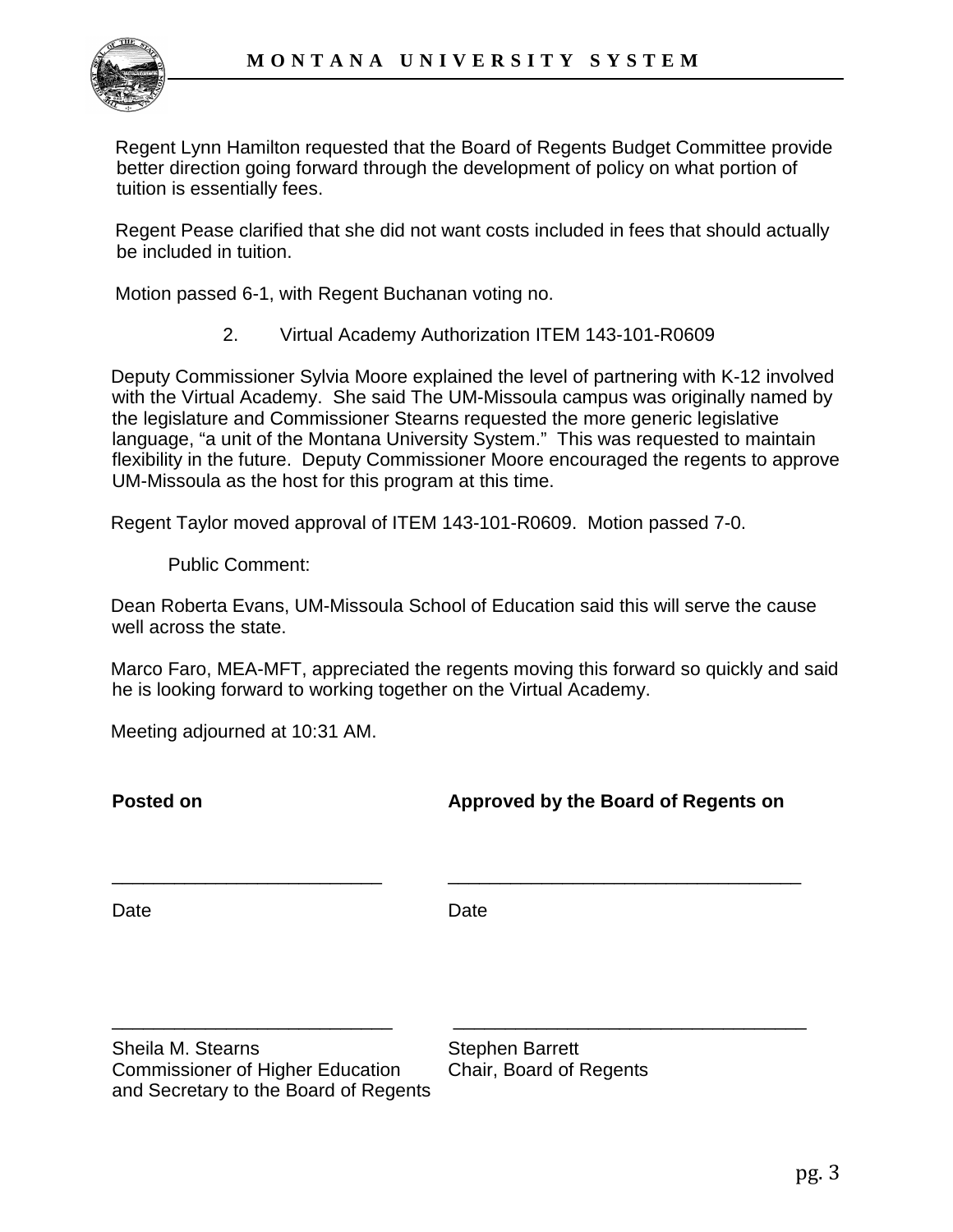Regent Lynn Hamilton requested that the Board of Regents Budget Committee provide better direction going forward through the development of policy on what portion of tuition is essentially fees.

Regent Pease clarified that she did not want costs included in fees that should actually be included in tuition.

Motion passed 6-1, with Regent Buchanan voting no.

2. Virtual Academy Authorization ITEM 143-101-R0609

Deputy Commissioner Sylvia Moore explained the level of partnering with K-12 involved with the Virtual Academy. She said The UM-Missoula campus was originally named by the legislature and Commissioner Stearns requested the more generic legislative language, "a unit of the Montana University System." This was requested to maintain flexibility in the future. Deputy Commissioner Moore encouraged the regents to approve UM-Missoula as the host for this program at this time.

Regent Taylor moved approval of ITEM 143-101-R0609. Motion passed 7-0.

Public Comment:

Dean Roberta Evans, UM-Missoula School of Education said this will serve the cause well across the state.

Marco Faro, MEA-MFT, appreciated the regents moving this forward so quickly and said he is looking forward to working together on the Virtual Academy.

Meeting adjourned at 10:31 AM.

| **Posted on** | **Approved by the Board of Regents on** |
| --- | --- |
| ___________________________ | ___________________________________ |
| Date | Date |
| ___________________________ | ___________________________________ |
| Sheila M. Stearns<br>Commissioner of Higher Education<br>and Secretary to the Board of Regents | Stephen Barrett<br>Chair, Board of Regents |